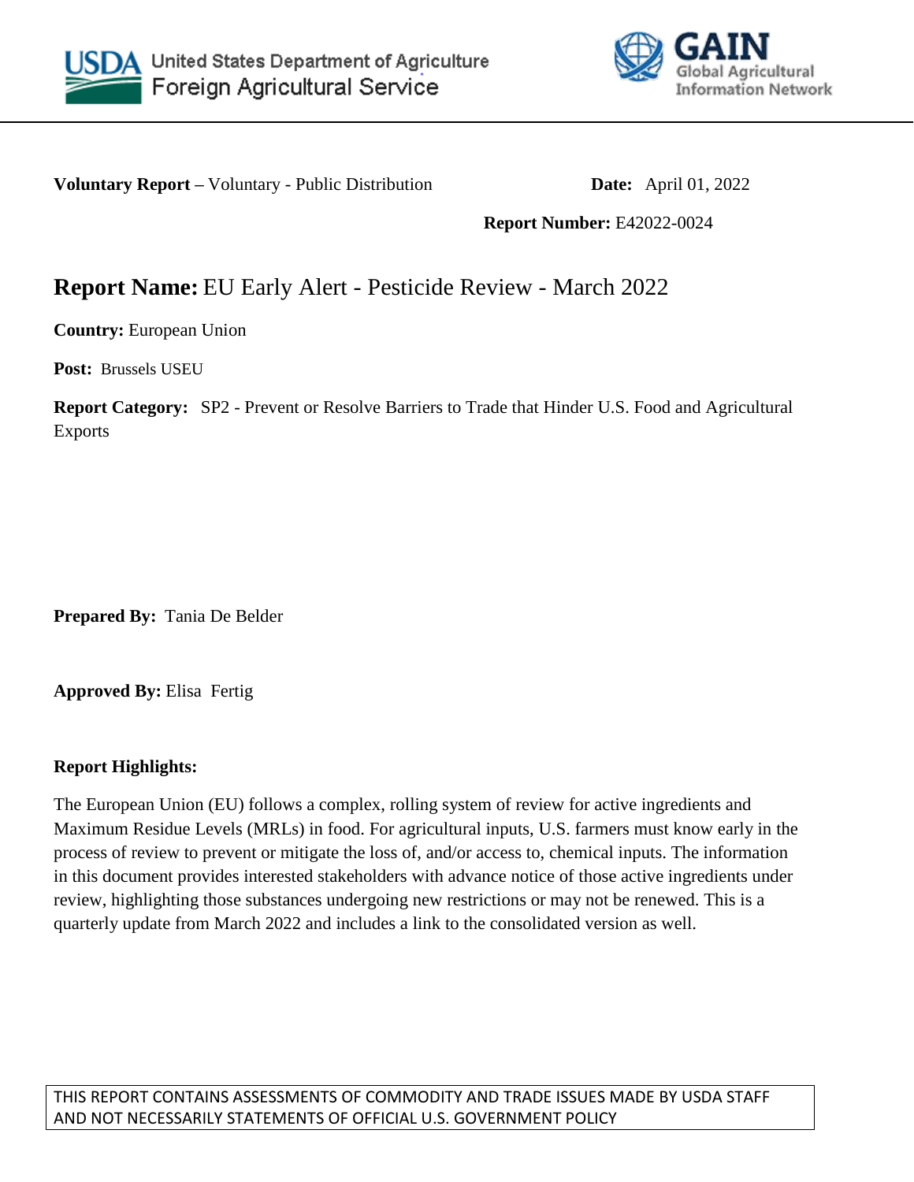United States Department of Agriculture
Foreign Agricultural Service

GAIN
Global Agricultural Information Network

**Voluntary Report –** Voluntary - Public Distribution **Date:** April 01, 2022

**Report Number:** E42022-0024

# **Report Name:** EU Early Alert - Pesticide Review - March 2022

**Country:** European Union

**Post:** Brussels USEU

**Report Category:** SP2 - Prevent or Resolve Barriers to Trade that Hinder U.S. Food and Agricultural Exports

**Prepared By:** Tania De Belder

**Approved By:** Elisa Fertig

**Report Highlights:**

The European Union (EU) follows a complex, rolling system of review for active ingredients and Maximum Residue Levels (MRLs) in food. For agricultural inputs, U.S. farmers must know early in the process of review to prevent or mitigate the loss of, and/or access to, chemical inputs. The information in this document provides interested stakeholders with advance notice of those active ingredients under review, highlighting those substances undergoing new restrictions or may not be renewed. This is a quarterly update from March 2022 and includes a link to the consolidated version as well.

THIS REPORT CONTAINS ASSESSMENTS OF COMMODITY AND TRADE ISSUES MADE BY USDA STAFF AND NOT NECESSARILY STATEMENTS OF OFFICIAL U.S. GOVERNMENT POLICY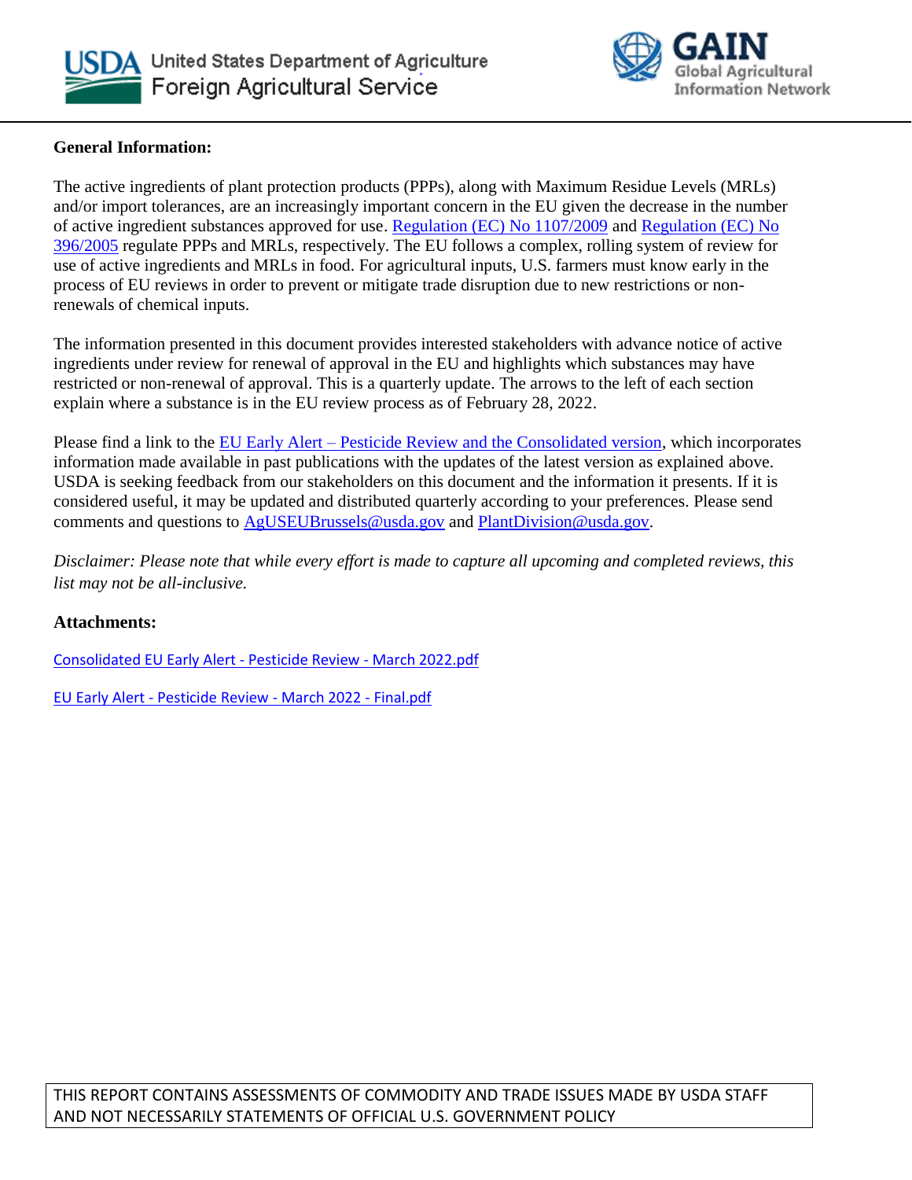**General Information:**

The active ingredients of plant protection products (PPPs), along with Maximum Residue Levels (MRLs) and/or import tolerances, are an increasingly important concern in the EU given the decrease in the number of active ingredient substances approved for use. Regulation (EC) No 1107/2009 and Regulation (EC) No 396/2005 regulate PPPs and MRLs, respectively. The EU follows a complex, rolling system of review for use of active ingredients and MRLs in food. For agricultural inputs, U.S. farmers must know early in the process of EU reviews in order to prevent or mitigate trade disruption due to new restrictions or non-renewals of chemical inputs.

The information presented in this document provides interested stakeholders with advance notice of active ingredients under review for renewal of approval in the EU and highlights which substances may have restricted or non-renewal of approval. This is a quarterly update. The arrows to the left of each section explain where a substance is in the EU review process as of February 28, 2022.

Please find a link to the EU Early Alert – Pesticide Review and the Consolidated version, which incorporates information made available in past publications with the updates of the latest version as explained above. USDA is seeking feedback from our stakeholders on this document and the information it presents. If it is considered useful, it may be updated and distributed quarterly according to your preferences. Please send comments and questions to AgUSEUBrussels@usda.gov and PlantDivision@usda.gov.

*Disclaimer: Please note that while every effort is made to capture all upcoming and completed reviews, this list may not be all-inclusive.*

**Attachments:**

Consolidated EU Early Alert - Pesticide Review - March 2022.pdf

EU Early Alert - Pesticide Review - March 2022 - Final.pdf

THIS REPORT CONTAINS ASSESSMENTS OF COMMODITY AND TRADE ISSUES MADE BY USDA STAFF AND NOT NECESSARILY STATEMENTS OF OFFICIAL U.S. GOVERNMENT POLICY